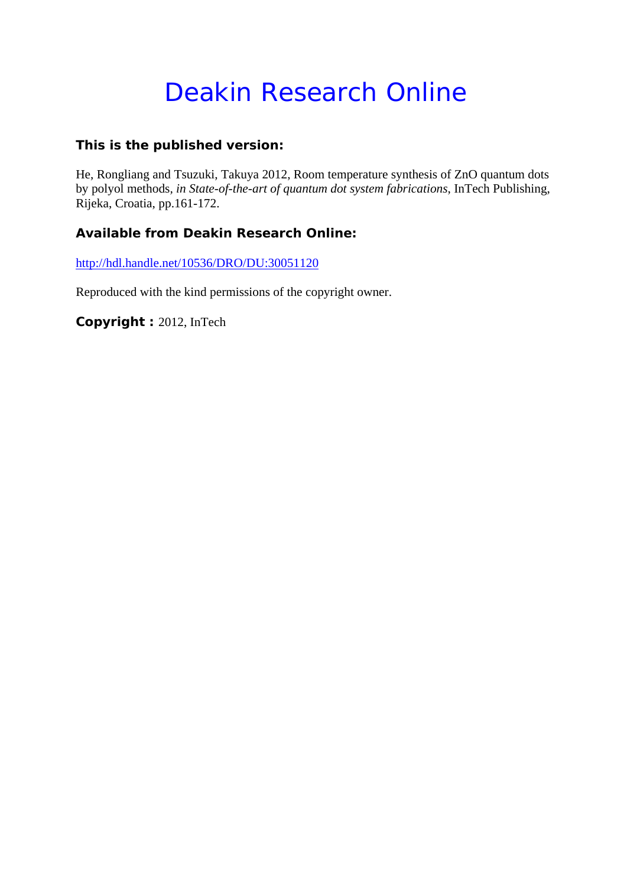# Deakin Research Online

**This is the published version:**

He, Rongliang and Tsuzuki, Takuya 2012, Room temperature synthesis of ZnO quantum dots by polyol methods*, in State-of-the-art of quantum dot system fabrications*, InTech Publishing, Rijeka, Croatia, pp.161-172.

**Available from Deakin Research Online:**

http://hdl.handle.net/10536/DRO/DU:30051120

Reproduced with the kind permissions of the copyright owner.

**Copyright :** 2012, InTech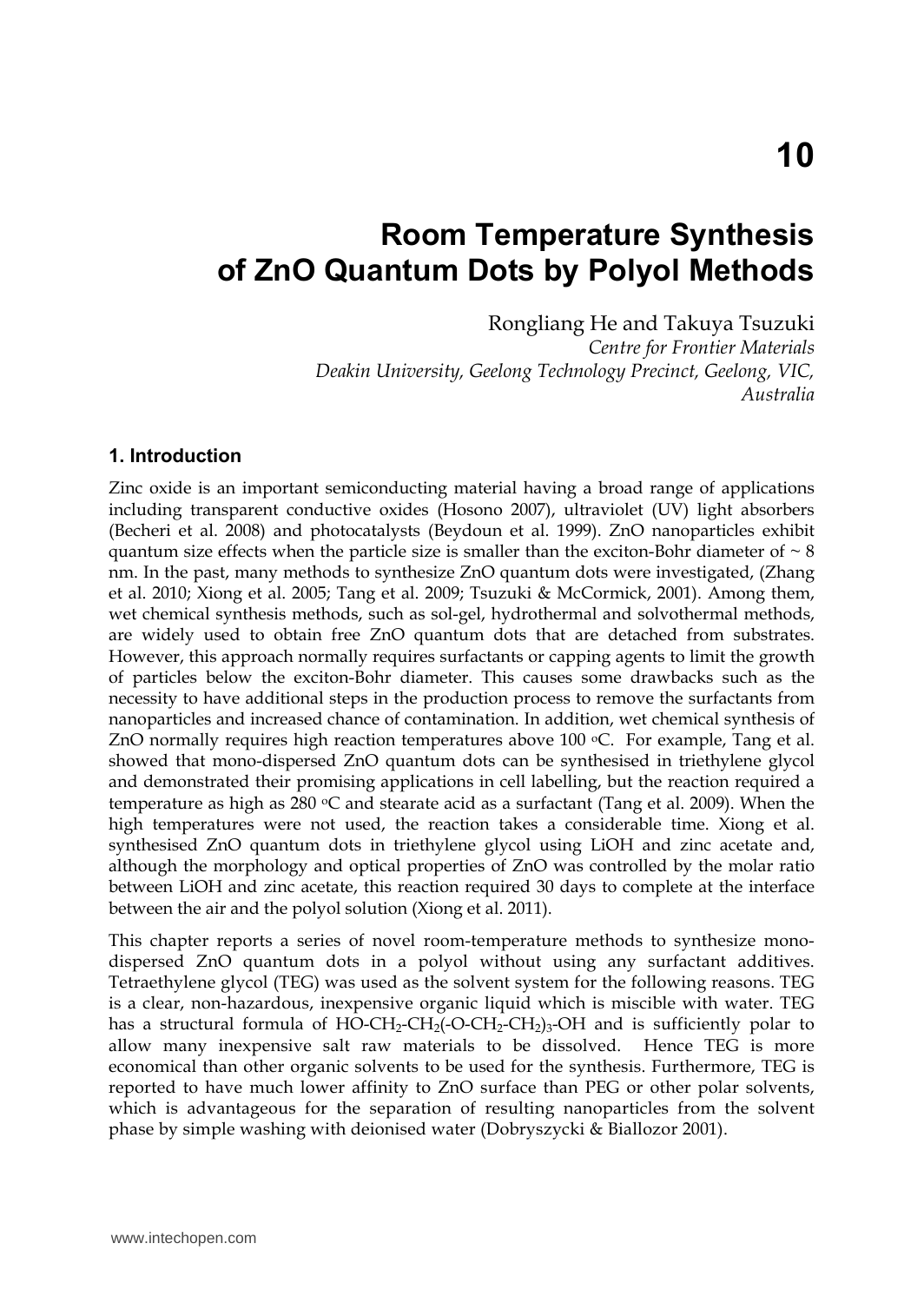# 10

# Room Temperature Synthesis of ZnO Quantum Dots by Polyol Methods

Rongliang He and Takuya Tsuzuki

*Centre for Frontier Materials*
*Deakin University, Geelong Technology Precinct, Geelong, VIC, Australia*

## 1. Introduction

Zinc oxide is an important semiconducting material having a broad range of applications including transparent conductive oxides (Hosono 2007), ultraviolet (UV) light absorbers (Becheri et al. 2008) and photocatalysts (Beydoun et al. 1999). ZnO nanoparticles exhibit quantum size effects when the particle size is smaller than the exciton-Bohr diameter of ~ 8 nm. In the past, many methods to synthesize ZnO quantum dots were investigated, (Zhang et al. 2010; Xiong et al. 2005; Tang et al. 2009; Tsuzuki & McCormick, 2001). Among them, wet chemical synthesis methods, such as sol-gel, hydrothermal and solvothermal methods, are widely used to obtain free ZnO quantum dots that are detached from substrates. However, this approach normally requires surfactants or capping agents to limit the growth of particles below the exciton-Bohr diameter. This causes some drawbacks such as the necessity to have additional steps in the production process to remove the surfactants from nanoparticles and increased chance of contamination. In addition, wet chemical synthesis of ZnO normally requires high reaction temperatures above 100 $^oC$. For example, Tang et al. showed that mono-dispersed ZnO quantum dots can be synthesised in triethylene glycol and demonstrated their promising applications in cell labelling, but the reaction required a temperature as high as 280 $^oC$ and stearate acid as a surfactant (Tang et al. 2009). When the high temperatures were not used, the reaction takes a considerable time. Xiong et al. synthesised ZnO quantum dots in triethylene glycol using LiOH and zinc acetate and, although the morphology and optical properties of ZnO was controlled by the molar ratio between LiOH and zinc acetate, this reaction required 30 days to complete at the interface between the air and the polyol solution (Xiong et al. 2011).

This chapter reports a series of novel room-temperature methods to synthesize mono-dispersed ZnO quantum dots in a polyol without using any surfactant additives. Tetraethylene glycol (TEG) was used as the solvent system for the following reasons. TEG is a clear, non-hazardous, inexpensive organic liquid which is miscible with water. TEG has a structural formula of $HO\text{-}CH_2\text{-}CH_2(\text{-}O\text{-}CH_2\text{-}CH_2)_3\text{-}OH$ and is sufficiently polar to allow many inexpensive salt raw materials to be dissolved. Hence TEG is more economical than other organic solvents to be used for the synthesis. Furthermore, TEG is reported to have much lower affinity to ZnO surface than PEG or other polar solvents, which is advantageous for the separation of resulting nanoparticles from the solvent phase by simple washing with deionised water (Dobryszycki & Biallozor 2001).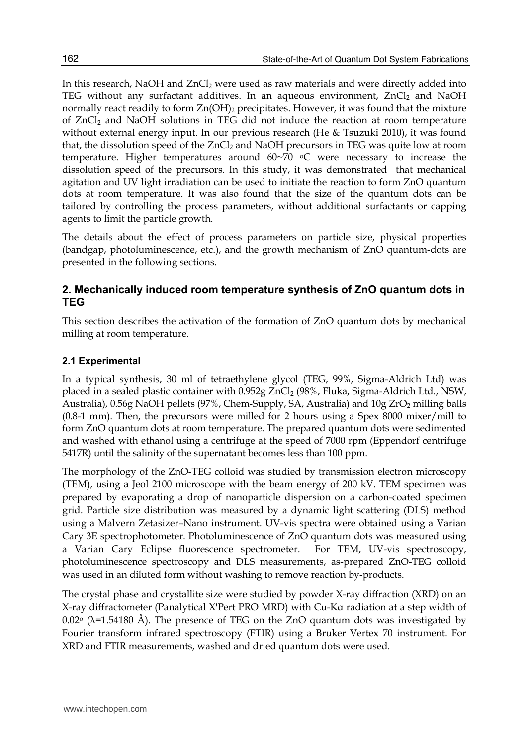In this research, NaOH and $ZnCl_2$ were used as raw materials and were directly added into TEG without any surfactant additives. In an aqueous environment, $ZnCl_2$ and NaOH normally react readily to form $Zn(OH)_2$ precipitates. However, it was found that the mixture of $ZnCl_2$ and NaOH solutions in TEG did not induce the reaction at room temperature without external energy input. In our previous research (He & Tsuzuki 2010), it was found that, the dissolution speed of the $ZnCl_2$ and NaOH precursors in TEG was quite low at room temperature. Higher temperatures around 60~70 $^{o}C$ were necessary to increase the dissolution speed of the precursors. In this study, it was demonstrated that mechanical agitation and UV light irradiation can be used to initiate the reaction to form ZnO quantum dots at room temperature. It was also found that the size of the quantum dots can be tailored by controlling the process parameters, without additional surfactants or capping agents to limit the particle growth.

The details about the effect of process parameters on particle size, physical properties (bandgap, photoluminescence, etc.), and the growth mechanism of ZnO quantum-dots are presented in the following sections.

## 2. Mechanically induced room temperature synthesis of ZnO quantum dots in TEG

This section describes the activation of the formation of ZnO quantum dots by mechanical milling at room temperature.

### 2.1 Experimental

In a typical synthesis, 30 ml of tetraethylene glycol (TEG, 99%, Sigma-Aldrich Ltd) was placed in a sealed plastic container with 0.952g $ZnCl_2$ (98%, Fluka, Sigma-Aldrich Ltd., NSW, Australia), 0.56g NaOH pellets (97%, Chem-Supply, SA, Australia) and 10g $ZrO_2$ milling balls (0.8-1 mm). Then, the precursors were milled for 2 hours using a Spex 8000 mixer/mill to form ZnO quantum dots at room temperature. The prepared quantum dots were sedimented and washed with ethanol using a centrifuge at the speed of 7000 rpm (Eppendorf centrifuge 5417R) until the salinity of the supernatant becomes less than 100 ppm.

The morphology of the ZnO-TEG colloid was studied by transmission electron microscopy (TEM), using a Jeol 2100 microscope with the beam energy of 200 kV. TEM specimen was prepared by evaporating a drop of nanoparticle dispersion on a carbon-coated specimen grid. Particle size distribution was measured by a dynamic light scattering (DLS) method using a Malvern Zetasizer–Nano instrument. UV-vis spectra were obtained using a Varian Cary 3E spectrophotometer. Photoluminescence of ZnO quantum dots was measured using a Varian Cary Eclipse fluorescence spectrometer. For TEM, UV-vis spectroscopy, photoluminescence spectroscopy and DLS measurements, as-prepared ZnO-TEG colloid was used in an diluted form without washing to remove reaction by-products.

The crystal phase and crystallite size were studied by powder X-ray diffraction (XRD) on an X-ray diffractometer (Panalytical X'Pert PRO MRD) with Cu-Kα radiation at a step width of $0.02^{o}$ (λ=1.54180 Å). The presence of TEG on the ZnO quantum dots was investigated by Fourier transform infrared spectroscopy (FTIR) using a Bruker Vertex 70 instrument. For XRD and FTIR measurements, washed and dried quantum dots were used.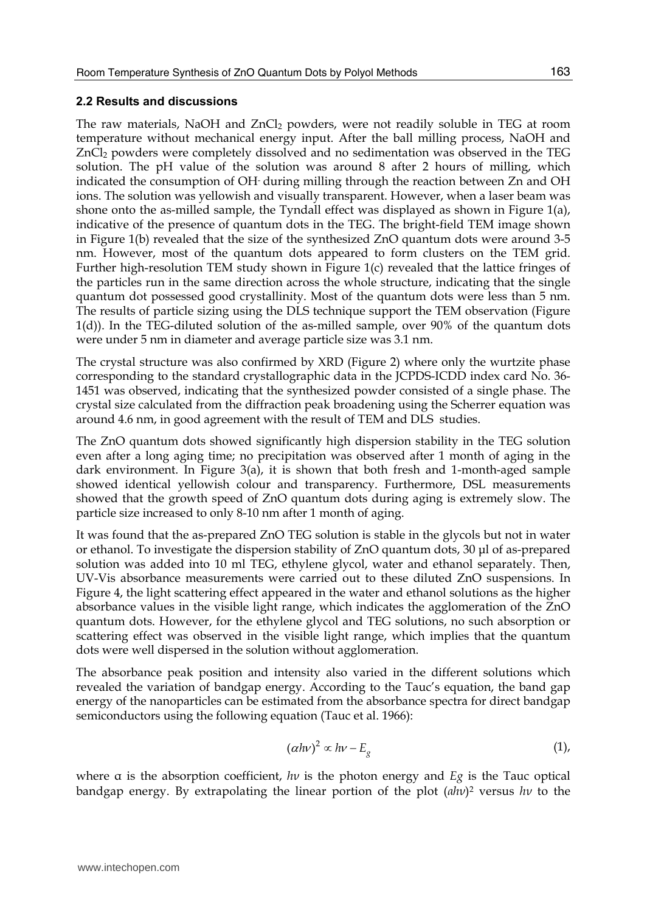### 2.2 Results and discussions

The raw materials, NaOH and $ZnCl_2$ powders, were not readily soluble in TEG at room temperature without mechanical energy input. After the ball milling process, NaOH and $ZnCl_2$ powders were completely dissolved and no sedimentation was observed in the TEG solution. The pH value of the solution was around 8 after 2 hours of milling, which indicated the consumption of $OH^-$ during milling through the reaction between Zn and OH ions. The solution was yellowish and visually transparent. However, when a laser beam was shone onto the as-milled sample, the Tyndall effect was displayed as shown in Figure 1(a), indicative of the presence of quantum dots in the TEG. The bright-field TEM image shown in Figure 1(b) revealed that the size of the synthesized ZnO quantum dots were around 3-5 nm. However, most of the quantum dots appeared to form clusters on the TEM grid. Further high-resolution TEM study shown in Figure 1(c) revealed that the lattice fringes of the particles run in the same direction across the whole structure, indicating that the single quantum dot possessed good crystallinity. Most of the quantum dots were less than 5 nm. The results of particle sizing using the DLS technique support the TEM observation (Figure 1(d)). In the TEG-diluted solution of the as-milled sample, over 90% of the quantum dots were under 5 nm in diameter and average particle size was 3.1 nm.

The crystal structure was also confirmed by XRD (Figure 2) where only the wurtzite phase corresponding to the standard crystallographic data in the JCPDS-ICDD index card No. 36-1451 was observed, indicating that the synthesized powder consisted of a single phase. The crystal size calculated from the diffraction peak broadening using the Scherrer equation was around 4.6 nm, in good agreement with the result of TEM and DLS studies.

The ZnO quantum dots showed significantly high dispersion stability in the TEG solution even after a long aging time; no precipitation was observed after 1 month of aging in the dark environment. In Figure 3(a), it is shown that both fresh and 1-month-aged sample showed identical yellowish colour and transparency. Furthermore, DSL measurements showed that the growth speed of ZnO quantum dots during aging is extremely slow. The particle size increased to only 8-10 nm after 1 month of aging.

It was found that the as-prepared ZnO TEG solution is stable in the glycols but not in water or ethanol. To investigate the dispersion stability of ZnO quantum dots, 30 µl of as-prepared solution was added into 10 ml TEG, ethylene glycol, water and ethanol separately. Then, UV-Vis absorbance measurements were carried out to these diluted ZnO suspensions. In Figure 4, the light scattering effect appeared in the water and ethanol solutions as the higher absorbance values in the visible light range, which indicates the agglomeration of the ZnO quantum dots. However, for the ethylene glycol and TEG solutions, no such absorption or scattering effect was observed in the visible light range, which implies that the quantum dots were well dispersed in the solution without agglomeration.

The absorbance peak position and intensity also varied in the different solutions which revealed the variation of bandgap energy. According to the Tauc's equation, the band gap energy of the nanoparticles can be estimated from the absorbance spectra for direct bandgap semiconductors using the following equation (Tauc et al. 1966):

$$(\alpha h\nu)^2 \propto h\nu - E_g \quad (1),$$

where α is the absorption coefficient, $h\nu$ is the photon energy and $E_g$ is the Tauc optical bandgap energy. By extrapolating the linear portion of the plot $(\alpha h\nu)^2$ versus $h\nu$ to the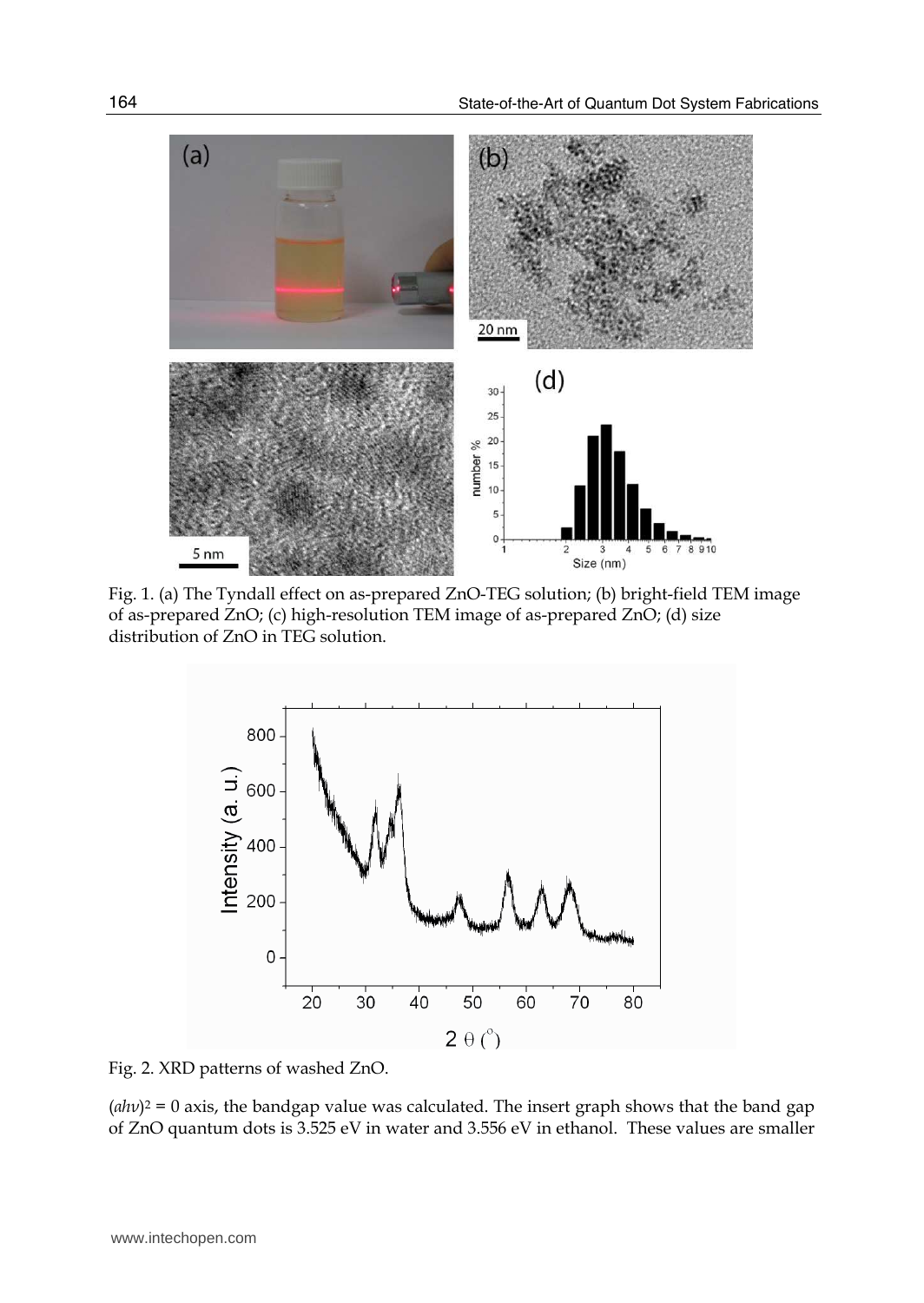Fig. 1. (a) The Tyndall effect on as-prepared ZnO-TEG solution; (b) bright-field TEM image of as-prepared ZnO; (c) high-resolution TEM image of as-prepared ZnO; (d) size distribution of ZnO in TEG solution.

Fig. 2. XRD patterns of washed ZnO.

$(ah\nu)^2 = 0$ axis, the bandgap value was calculated. The insert graph shows that the band gap of ZnO quantum dots is 3.525 eV in water and 3.556 eV in ethanol. These values are smaller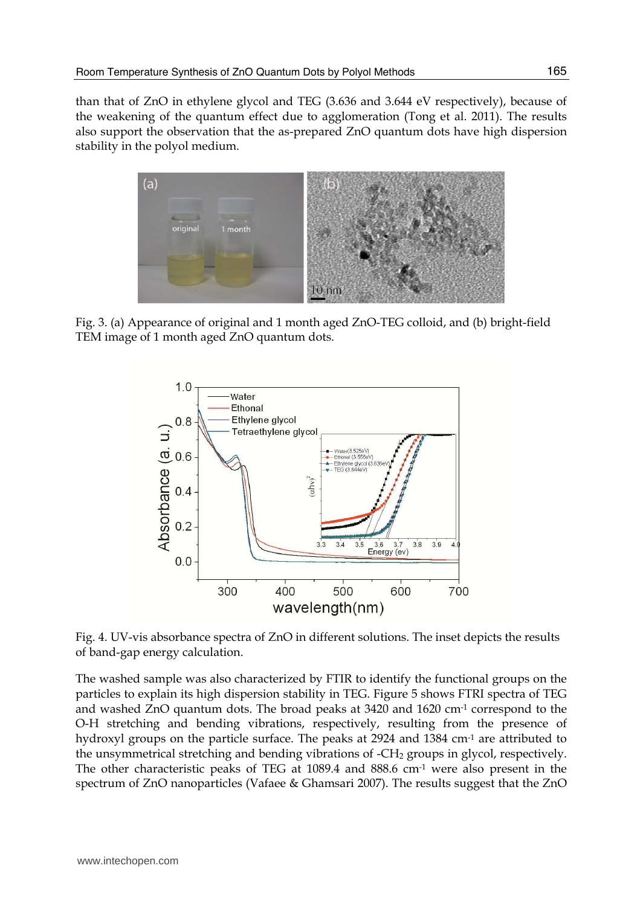than that of ZnO in ethylene glycol and TEG (3.636 and 3.644 eV respectively), because of the weakening of the quantum effect due to agglomeration (Tong et al. 2011). The results also support the observation that the as-prepared ZnO quantum dots have high dispersion stability in the polyol medium.

Fig. 3. (a) Appearance of original and 1 month aged ZnO-TEG colloid, and (b) bright-field TEM image of 1 month aged ZnO quantum dots.

Fig. 4. UV-vis absorbance spectra of ZnO in different solutions. The inset depicts the results of band-gap energy calculation.

The washed sample was also characterized by FTIR to identify the functional groups on the particles to explain its high dispersion stability in TEG. Figure 5 shows FTRI spectra of TEG and washed ZnO quantum dots. The broad peaks at 3420 and 1620 $cm^{-1}$ correspond to the O-H stretching and bending vibrations, respectively, resulting from the presence of hydroxyl groups on the particle surface. The peaks at 2924 and 1384 $cm^{-1}$ are attributed to the unsymmetrical stretching and bending vibrations of $-CH_2$ groups in glycol, respectively. The other characteristic peaks of TEG at 1089.4 and 888.6 $cm^{-1}$ were also present in the spectrum of ZnO nanoparticles (Vafaee & Ghamsari 2007). The results suggest that the ZnO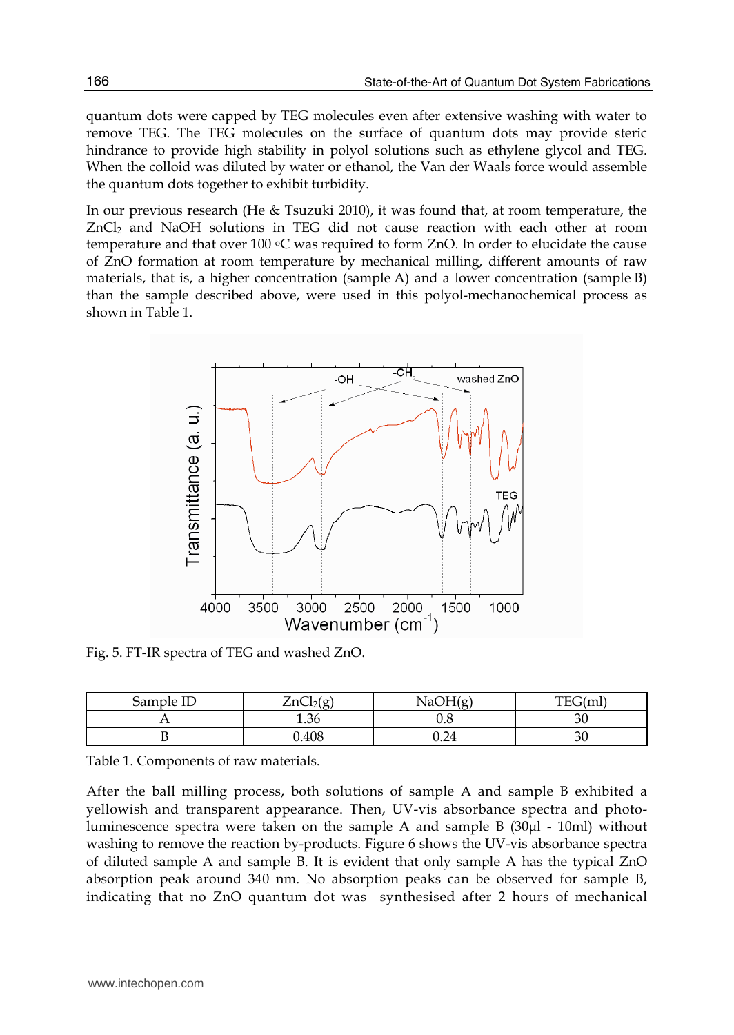quantum dots were capped by TEG molecules even after extensive washing with water to remove TEG. The TEG molecules on the surface of quantum dots may provide steric hindrance to provide high stability in polyol solutions such as ethylene glycol and TEG. When the colloid was diluted by water or ethanol, the Van der Waals force would assemble the quantum dots together to exhibit turbidity.

In our previous research (He & Tsuzuki 2010), it was found that, at room temperature, the $ZnCl_2$ and NaOH solutions in TEG did not cause reaction with each other at room temperature and that over 100 °C was required to form ZnO. In order to elucidate the cause of ZnO formation at room temperature by mechanical milling, different amounts of raw materials, that is, a higher concentration (sample A) and a lower concentration (sample B) than the sample described above, were used in this polyol-mechanochemical process as shown in Table 1.

Fig. 5. FT-IR spectra of TEG and washed ZnO.

| Sample ID | $ZnCl_2$(g) | NaOH(g) | TEG(ml) |
|---|---|---|---|
| A | 1.36 | 0.8 | 30 |
| B | 0.408 | 0.24 | 30 |

Table 1. Components of raw materials.

After the ball milling process, both solutions of sample A and sample B exhibited a yellowish and transparent appearance. Then, UV-vis absorbance spectra and photoluminescence spectra were taken on the sample A and sample B (30µl - 10ml) without washing to remove the reaction by-products. Figure 6 shows the UV-vis absorbance spectra of diluted sample A and sample B. It is evident that only sample A has the typical ZnO absorption peak around 340 nm. No absorption peaks can be observed for sample B, indicating that no ZnO quantum dot was synthesised after 2 hours of mechanical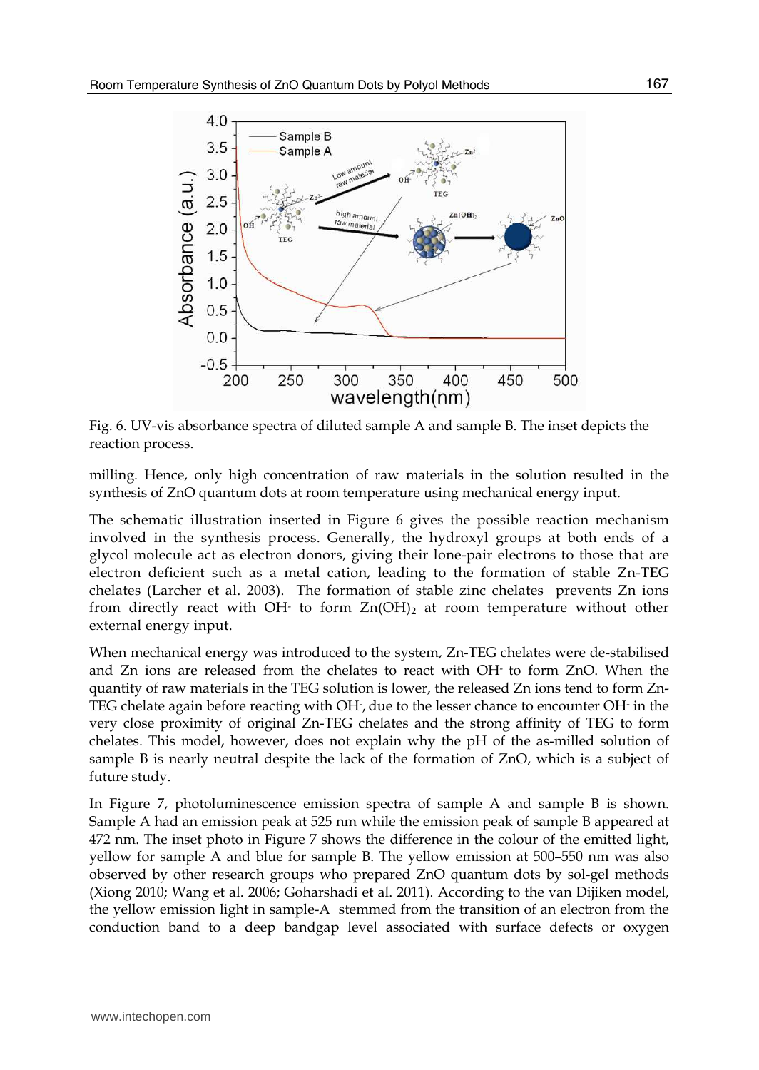Fig. 6. UV-vis absorbance spectra of diluted sample A and sample B. The inset depicts the reaction process.

milling. Hence, only high concentration of raw materials in the solution resulted in the synthesis of ZnO quantum dots at room temperature using mechanical energy input.

The schematic illustration inserted in Figure 6 gives the possible reaction mechanism involved in the synthesis process. Generally, the hydroxyl groups at both ends of a glycol molecule act as electron donors, giving their lone-pair electrons to those that are electron deficient such as a metal cation, leading to the formation of stable Zn-TEG chelates (Larcher et al. 2003). The formation of stable zinc chelates prevents Zn ions from directly react with $OH^-$ to form $Zn(OH)_2$ at room temperature without other external energy input.

When mechanical energy was introduced to the system, Zn-TEG chelates were de-stabilised and Zn ions are released from the chelates to react with $OH^-$ to form ZnO. When the quantity of raw materials in the TEG solution is lower, the released Zn ions tend to form Zn-TEG chelate again before reacting with $OH^-$, due to the lesser chance to encounter $OH^-$ in the very close proximity of original Zn-TEG chelates and the strong affinity of TEG to form chelates. This model, however, does not explain why the pH of the as-milled solution of sample B is nearly neutral despite the lack of the formation of ZnO, which is a subject of future study.

In Figure 7, photoluminescence emission spectra of sample A and sample B is shown. Sample A had an emission peak at 525 nm while the emission peak of sample B appeared at 472 nm. The inset photo in Figure 7 shows the difference in the colour of the emitted light, yellow for sample A and blue for sample B. The yellow emission at 500–550 nm was also observed by other research groups who prepared ZnO quantum dots by sol-gel methods (Xiong 2010; Wang et al. 2006; Goharshadi et al. 2011). According to the van Dijiken model, the yellow emission light in sample-A stemmed from the transition of an electron from the conduction band to a deep bandgap level associated with surface defects or oxygen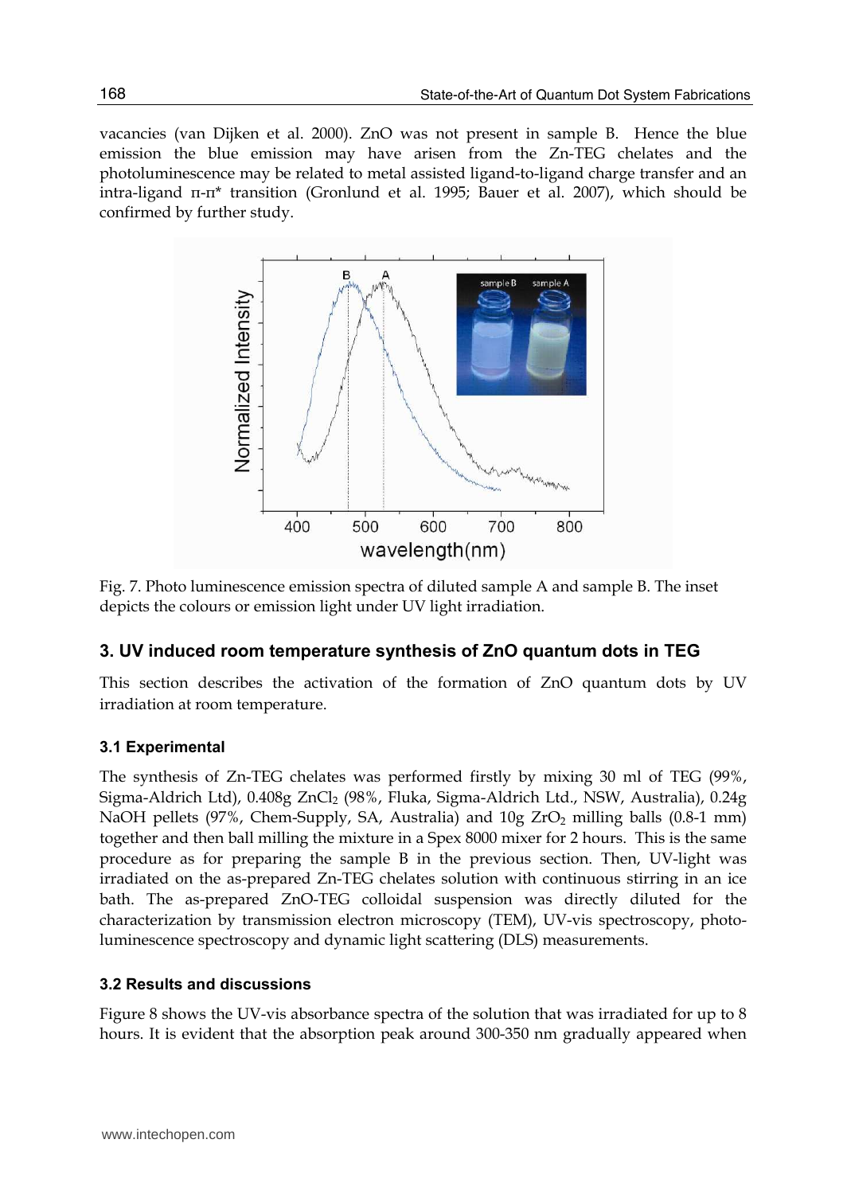vacancies (van Dijken et al. 2000). ZnO was not present in sample B. Hence the blue emission the blue emission may have arisen from the Zn-TEG chelates and the photoluminescence may be related to metal assisted ligand-to-ligand charge transfer and an intra-ligand π-π* transition (Gronlund et al. 1995; Bauer et al. 2007), which should be confirmed by further study.

Fig. 7. Photo luminescence emission spectra of diluted sample A and sample B. The inset depicts the colours or emission light under UV light irradiation.

## 3. UV induced room temperature synthesis of ZnO quantum dots in TEG

This section describes the activation of the formation of ZnO quantum dots by UV irradiation at room temperature.

### 3.1 Experimental

The synthesis of Zn-TEG chelates was performed firstly by mixing 30 ml of TEG (99%, Sigma-Aldrich Ltd), 0.408g $ZnCl_2$ (98%, Fluka, Sigma-Aldrich Ltd., NSW, Australia), 0.24g NaOH pellets (97%, Chem-Supply, SA, Australia) and 10g $ZrO_2$ milling balls (0.8-1 mm) together and then ball milling the mixture in a Spex 8000 mixer for 2 hours. This is the same procedure as for preparing the sample B in the previous section. Then, UV-light was irradiated on the as-prepared Zn-TEG chelates solution with continuous stirring in an ice bath. The as-prepared ZnO-TEG colloidal suspension was directly diluted for the characterization by transmission electron microscopy (TEM), UV-vis spectroscopy, photo-luminescence spectroscopy and dynamic light scattering (DLS) measurements.

### 3.2 Results and discussions

Figure 8 shows the UV-vis absorbance spectra of the solution that was irradiated for up to 8 hours. It is evident that the absorption peak around 300-350 nm gradually appeared when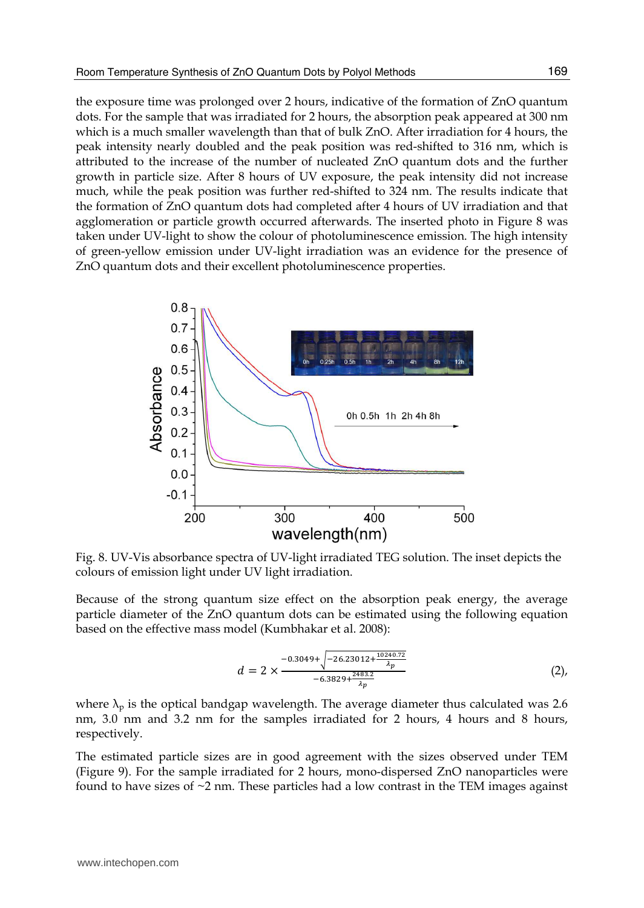the exposure time was prolonged over 2 hours, indicative of the formation of ZnO quantum dots. For the sample that was irradiated for 2 hours, the absorption peak appeared at 300 nm which is a much smaller wavelength than that of bulk ZnO. After irradiation for 4 hours, the peak intensity nearly doubled and the peak position was red-shifted to 316 nm, which is attributed to the increase of the number of nucleated ZnO quantum dots and the further growth in particle size. After 8 hours of UV exposure, the peak intensity did not increase much, while the peak position was further red-shifted to 324 nm. The results indicate that the formation of ZnO quantum dots had completed after 4 hours of UV irradiation and that agglomeration or particle growth occurred afterwards. The inserted photo in Figure 8 was taken under UV-light to show the colour of photoluminescence emission. The high intensity of green-yellow emission under UV-light irradiation was an evidence for the presence of ZnO quantum dots and their excellent photoluminescence properties.

Fig. 8. UV-Vis absorbance spectra of UV-light irradiated TEG solution. The inset depicts the colours of emission light under UV light irradiation.

Because of the strong quantum size effect on the absorption peak energy, the average particle diameter of the ZnO quantum dots can be estimated using the following equation based on the effective mass model (Kumbhakar et al. 2008):

$$d = 2 \times \frac{-0.3049 + \sqrt{-26.23012 + \frac{10240.72}{\lambda_p}}}{-6.3829 + \frac{2483.2}{\lambda_p}} \quad (2),$$

where $\lambda_p$ is the optical bandgap wavelength. The average diameter thus calculated was 2.6 nm, 3.0 nm and 3.2 nm for the samples irradiated for 2 hours, 4 hours and 8 hours, respectively.

The estimated particle sizes are in good agreement with the sizes observed under TEM (Figure 9). For the sample irradiated for 2 hours, mono-dispersed ZnO nanoparticles were found to have sizes of ~2 nm. These particles had a low contrast in the TEM images against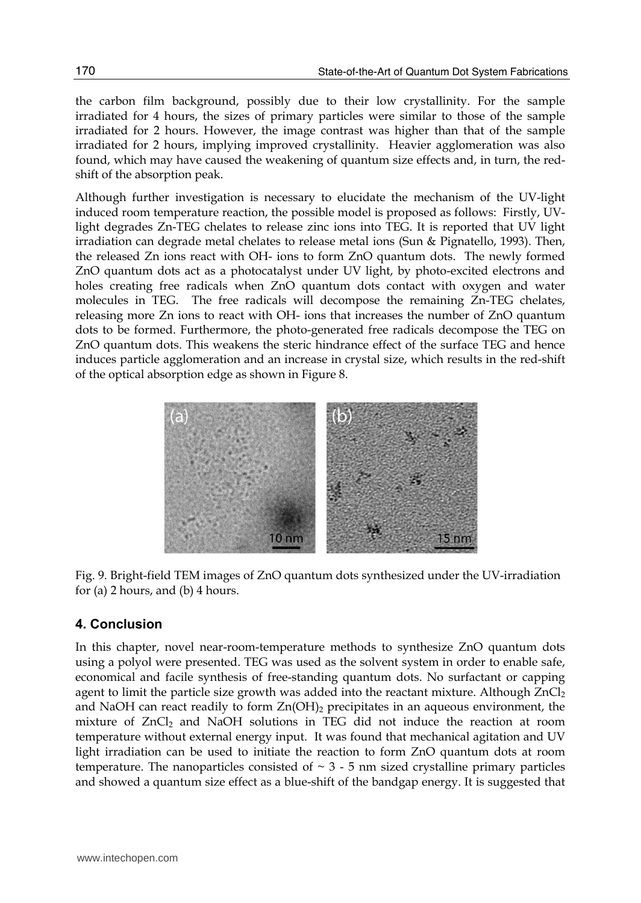the carbon film background, possibly due to their low crystallinity. For the sample irradiated for 4 hours, the sizes of primary particles were similar to those of the sample irradiated for 2 hours. However, the image contrast was higher than that of the sample irradiated for 2 hours, implying improved crystallinity. Heavier agglomeration was also found, which may have caused the weakening of quantum size effects and, in turn, the red-shift of the absorption peak.

Although further investigation is necessary to elucidate the mechanism of the UV-light induced room temperature reaction, the possible model is proposed as follows: Firstly, UV-light degrades Zn-TEG chelates to release zinc ions into TEG. It is reported that UV light irradiation can degrade metal chelates to release metal ions (Sun & Pignatello, 1993). Then, the released Zn ions react with OH- ions to form ZnO quantum dots. The newly formed ZnO quantum dots act as a photocatalyst under UV light, by photo-excited electrons and holes creating free radicals when ZnO quantum dots contact with oxygen and water molecules in TEG. The free radicals will decompose the remaining Zn-TEG chelates, releasing more Zn ions to react with OH- ions that increases the number of ZnO quantum dots to be formed. Furthermore, the photo-generated free radicals decompose the TEG on ZnO quantum dots. This weakens the steric hindrance effect of the surface TEG and hence induces particle agglomeration and an increase in crystal size, which results in the red-shift of the optical absorption edge as shown in Figure 8.

Fig. 9. Bright-field TEM images of ZnO quantum dots synthesized under the UV-irradiation for (a) 2 hours, and (b) 4 hours.

## 4. Conclusion

In this chapter, novel near-room-temperature methods to synthesize ZnO quantum dots using a polyol were presented. TEG was used as the solvent system in order to enable safe, economical and facile synthesis of free-standing quantum dots. No surfactant or capping agent to limit the particle size growth was added into the reactant mixture. Although $ZnCl_2$ and NaOH can react readily to form $Zn(OH)_2$ precipitates in an aqueous environment, the mixture of $ZnCl_2$ and NaOH solutions in TEG did not induce the reaction at room temperature without external energy input. It was found that mechanical agitation and UV light irradiation can be used to initiate the reaction to form ZnO quantum dots at room temperature. The nanoparticles consisted of ~ 3 - 5 nm sized crystalline primary particles and showed a quantum size effect as a blue-shift of the bandgap energy. It is suggested that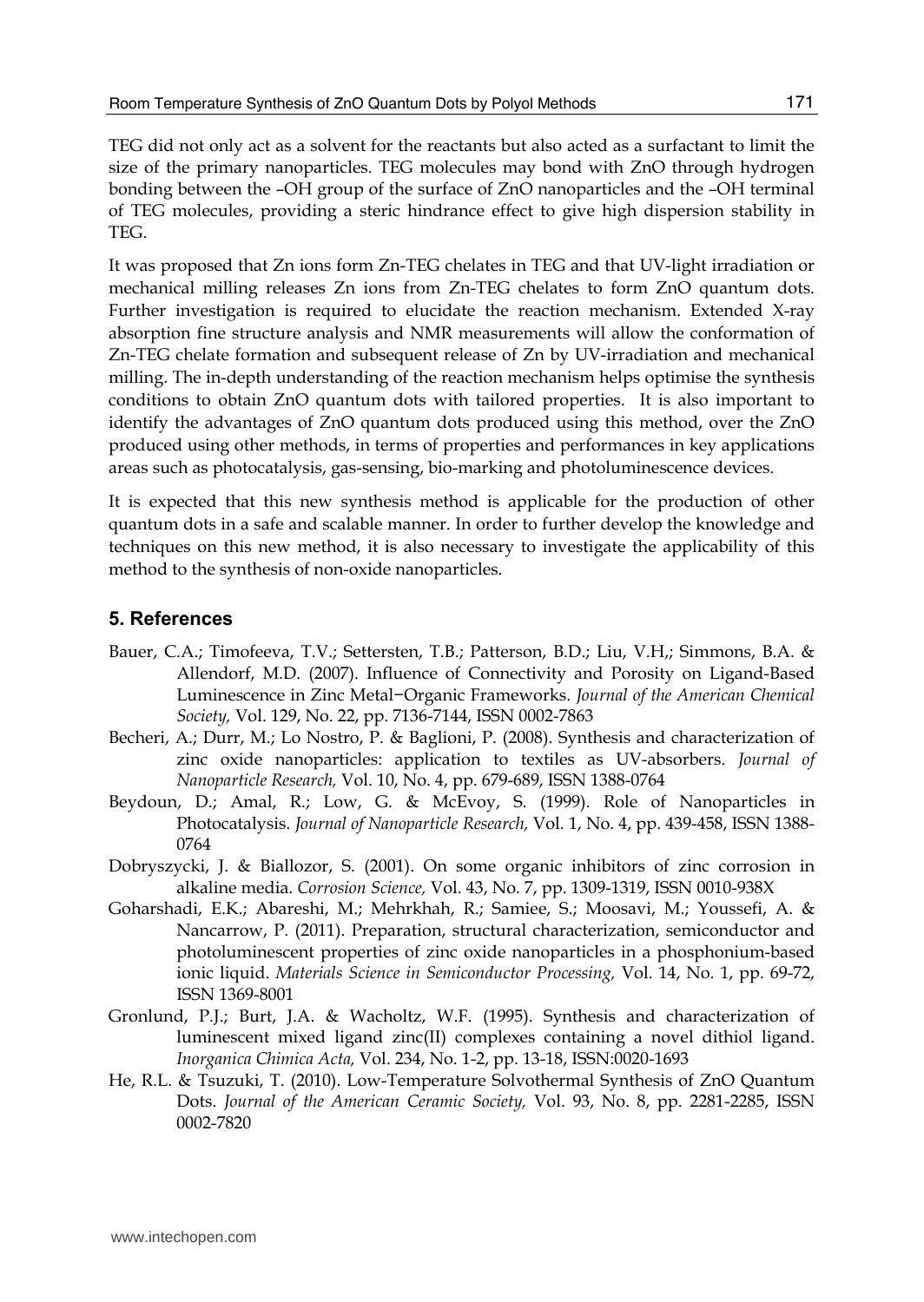TEG did not only act as a solvent for the reactants but also acted as a surfactant to limit the size of the primary nanoparticles. TEG molecules may bond with ZnO through hydrogen bonding between the –OH group of the surface of ZnO nanoparticles and the –OH terminal of TEG molecules, providing a steric hindrance effect to give high dispersion stability in TEG.

It was proposed that Zn ions form Zn-TEG chelates in TEG and that UV-light irradiation or mechanical milling releases Zn ions from Zn-TEG chelates to form ZnO quantum dots. Further investigation is required to elucidate the reaction mechanism. Extended X-ray absorption fine structure analysis and NMR measurements will allow the conformation of Zn-TEG chelate formation and subsequent release of Zn by UV-irradiation and mechanical milling. The in-depth understanding of the reaction mechanism helps optimise the synthesis conditions to obtain ZnO quantum dots with tailored properties. It is also important to identify the advantages of ZnO quantum dots produced using this method, over the ZnO produced using other methods, in terms of properties and performances in key applications areas such as photocatalysis, gas-sensing, bio-marking and photoluminescence devices.

It is expected that this new synthesis method is applicable for the production of other quantum dots in a safe and scalable manner. In order to further develop the knowledge and techniques on this new method, it is also necessary to investigate the applicability of this method to the synthesis of non-oxide nanoparticles.

## 5. References

Bauer, C.A.; Timofeeva, T.V.; Settersten, T.B.; Patterson, B.D.; Liu, V.H,; Simmons, B.A. & Allendorf, M.D. (2007). Influence of Connectivity and Porosity on Ligand-Based Luminescence in Zinc Metal−Organic Frameworks. *Journal of the American Chemical Society,* Vol. 129, No. 22, pp. 7136-7144, ISSN 0002-7863

Becheri, A.; Durr, M.; Lo Nostro, P. & Baglioni, P. (2008). Synthesis and characterization of zinc oxide nanoparticles: application to textiles as UV-absorbers. *Journal of Nanoparticle Research,* Vol. 10, No. 4, pp. 679-689, ISSN 1388-0764

Beydoun, D.; Amal, R.; Low, G. & McEvoy, S. (1999). Role of Nanoparticles in Photocatalysis. *Journal of Nanoparticle Research,* Vol. 1, No. 4, pp. 439-458, ISSN 1388-0764

Dobryszycki, J. & Biallozor, S. (2001). On some organic inhibitors of zinc corrosion in alkaline media. *Corrosion Science,* Vol. 43, No. 7, pp. 1309-1319, ISSN 0010-938X

Goharshadi, E.K.; Abareshi, M.; Mehrkhah, R.; Samiee, S.; Moosavi, M.; Youssefi, A. & Nancarrow, P. (2011). Preparation, structural characterization, semiconductor and photoluminescent properties of zinc oxide nanoparticles in a phosphonium-based ionic liquid. *Materials Science in Semiconductor Processing,* Vol. 14, No. 1, pp. 69-72, ISSN 1369-8001

Gronlund, P.J.; Burt, J.A. & Wacholtz, W.F. (1995). Synthesis and characterization of luminescent mixed ligand zinc(II) complexes containing a novel dithiol ligand. *Inorganica Chimica Acta,* Vol. 234, No. 1-2, pp. 13-18, ISSN:0020-1693

He, R.L. & Tsuzuki, T. (2010). Low-Temperature Solvothermal Synthesis of ZnO Quantum Dots. *Journal of the American Ceramic Society,* Vol. 93, No. 8, pp. 2281-2285, ISSN 0002-7820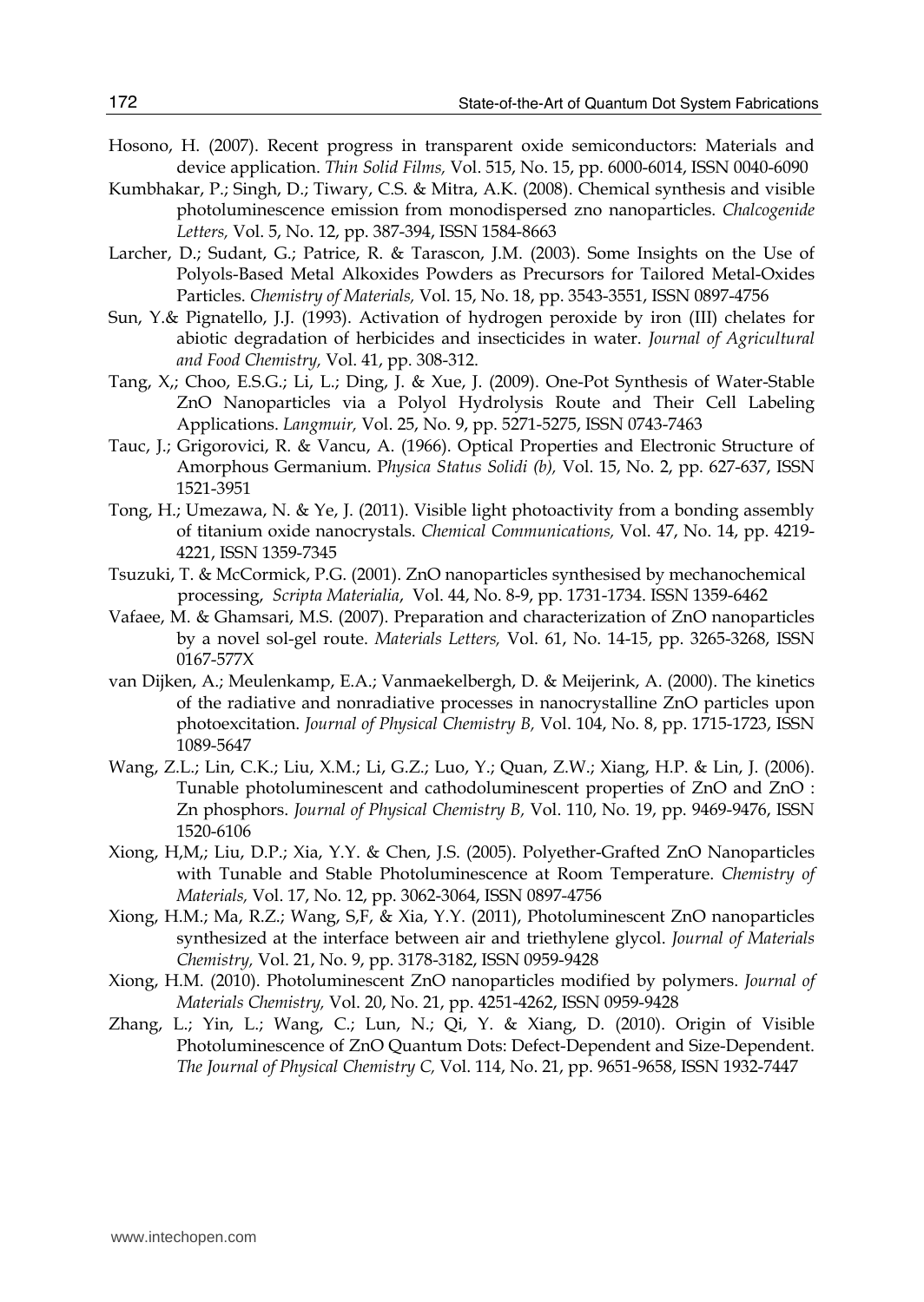Hosono, H. (2007). Recent progress in transparent oxide semiconductors: Materials and device application. *Thin Solid Films,* Vol. 515, No. 15, pp. 6000-6014, ISSN 0040-6090

Kumbhakar, P.; Singh, D.; Tiwary, C.S. & Mitra, A.K. (2008). Chemical synthesis and visible photoluminescence emission from monodispersed zno nanoparticles. *Chalcogenide Letters,* Vol. 5, No. 12, pp. 387-394, ISSN 1584-8663

Larcher, D.; Sudant, G.; Patrice, R. & Tarascon, J.M. (2003). Some Insights on the Use of Polyols-Based Metal Alkoxides Powders as Precursors for Tailored Metal-Oxides Particles. *Chemistry of Materials,* Vol. 15, No. 18, pp. 3543-3551, ISSN 0897-4756

Sun, Y.& Pignatello, J.J. (1993). Activation of hydrogen peroxide by iron (III) chelates for abiotic degradation of herbicides and insecticides in water. *Journal of Agricultural and Food Chemistry,* Vol. 41, pp. 308-312.

Tang, X,; Choo, E.S.G.; Li, L.; Ding, J. & Xue, J. (2009). One-Pot Synthesis of Water-Stable ZnO Nanoparticles via a Polyol Hydrolysis Route and Their Cell Labeling Applications. *Langmuir,* Vol. 25, No. 9, pp. 5271-5275, ISSN 0743-7463

Tauc, J.; Grigorovici, R. & Vancu, A. (1966). Optical Properties and Electronic Structure of Amorphous Germanium. *Physica Status Solidi (b),* Vol. 15, No. 2, pp. 627-637, ISSN 1521-3951

Tong, H.; Umezawa, N. & Ye, J. (2011). Visible light photoactivity from a bonding assembly of titanium oxide nanocrystals. *Chemical Communications,* Vol. 47, No. 14, pp. 4219-4221, ISSN 1359-7345

Tsuzuki, T. & McCormick, P.G. (2001). ZnO nanoparticles synthesised by mechanochemical processing, *Scripta Materialia*, Vol. 44, No. 8-9, pp. 1731-1734. ISSN 1359-6462

Vafaee, M. & Ghamsari, M.S. (2007). Preparation and characterization of ZnO nanoparticles by a novel sol-gel route. *Materials Letters,* Vol. 61, No. 14-15, pp. 3265-3268, ISSN 0167-577X

van Dijken, A.; Meulenkamp, E.A.; Vanmaekelbergh, D. & Meijerink, A. (2000). The kinetics of the radiative and nonradiative processes in nanocrystalline ZnO particles upon photoexcitation. *Journal of Physical Chemistry B,* Vol. 104, No. 8, pp. 1715-1723, ISSN 1089-5647

Wang, Z.L.; Lin, C.K.; Liu, X.M.; Li, G.Z.; Luo, Y.; Quan, Z.W.; Xiang, H.P. & Lin, J. (2006). Tunable photoluminescent and cathodoluminescent properties of ZnO and ZnO : Zn phosphors. *Journal of Physical Chemistry B,* Vol. 110, No. 19, pp. 9469-9476, ISSN 1520-6106

Xiong, H,M,; Liu, D.P.; Xia, Y.Y. & Chen, J.S. (2005). Polyether-Grafted ZnO Nanoparticles with Tunable and Stable Photoluminescence at Room Temperature. *Chemistry of Materials,* Vol. 17, No. 12, pp. 3062-3064, ISSN 0897-4756

Xiong, H.M.; Ma, R.Z.; Wang, S,F, & Xia, Y.Y. (2011), Photoluminescent ZnO nanoparticles synthesized at the interface between air and triethylene glycol. *Journal of Materials Chemistry,* Vol. 21, No. 9, pp. 3178-3182, ISSN 0959-9428

Xiong, H.M. (2010). Photoluminescent ZnO nanoparticles modified by polymers. *Journal of Materials Chemistry,* Vol. 20, No. 21, pp. 4251-4262, ISSN 0959-9428

Zhang, L.; Yin, L.; Wang, C.; Lun, N.; Qi, Y. & Xiang, D. (2010). Origin of Visible Photoluminescence of ZnO Quantum Dots: Defect-Dependent and Size-Dependent. *The Journal of Physical Chemistry C,* Vol. 114, No. 21, pp. 9651-9658, ISSN 1932-7447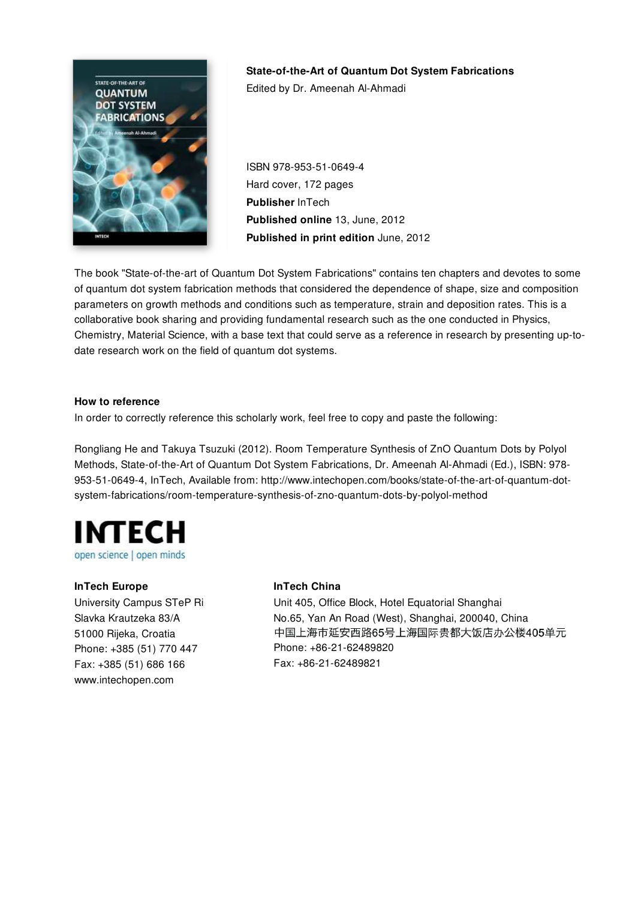**State-of-the-Art of Quantum Dot System Fabrications**
Edited by Dr. Ameenah Al-Ahmadi

ISBN 978-953-51-0649-4
Hard cover, 172 pages
**Publisher** InTech
**Published online** 13, June, 2012
**Published in print edition** June, 2012

The book "State-of-the-art of Quantum Dot System Fabrications" contains ten chapters and devotes to some of quantum dot system fabrication methods that considered the dependence of shape, size and composition parameters on growth methods and conditions such as temperature, strain and deposition rates. This is a collaborative book sharing and providing fundamental research such as the one conducted in Physics, Chemistry, Material Science, with a base text that could serve as a reference in research by presenting up-to-date research work on the field of quantum dot systems.

### How to reference

In order to correctly reference this scholarly work, feel free to copy and paste the following:

Rongliang He and Takuya Tsuzuki (2012). Room Temperature Synthesis of ZnO Quantum Dots by Polyol Methods, State-of-the-Art of Quantum Dot System Fabrications, Dr. Ameenah Al-Ahmadi (Ed.), ISBN: 978-953-51-0649-4, InTech, Available from: http://www.intechopen.com/books/state-of-the-art-of-quantum-dot-system-fabrications/room-temperature-synthesis-of-zno-quantum-dots-by-polyol-method

**INTECH**
open science | open minds

**InTech Europe**
University Campus STeP Ri
Slavka Krautzeka 83/A
51000 Rijeka, Croatia
Phone: +385 (51) 770 447
Fax: +385 (51) 686 166
www.intechopen.com

**InTech China**
Unit 405, Office Block, Hotel Equatorial Shanghai
No.65, Yan An Road (West), Shanghai, 200040, China
中国上海市延安西路65号上海国际贵都大饭店办公楼405单元
Phone: +86-21-62489820
Fax: +86-21-62489821